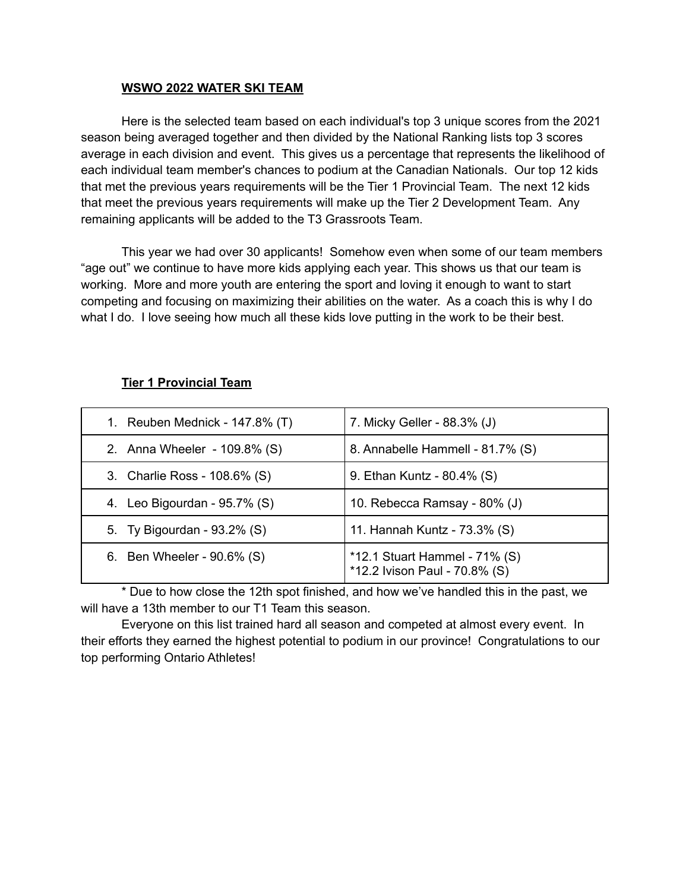**WSWO 2022 WATER SKI TEAM**

Here is the selected team based on each individual's top 3 unique scores from the 2021 season being averaged together and then divided by the National Ranking lists top 3 scores average in each division and event. This gives us a percentage that represents the likelihood of each individual team member's chances to podium at the Canadian Nationals. Our top 12 kids that met the previous years requirements will be the Tier 1 Provincial Team. The next 12 kids that meet the previous years requirements will make up the Tier 2 Development Team. Any remaining applicants will be added to the T3 Grassroots Team.

This year we had over 30 applicants! Somehow even when some of our team members "age out" we continue to have more kids applying each year. This shows us that our team is working. More and more youth are entering the sport and loving it enough to want to start competing and focusing on maximizing their abilities on the water. As a coach this is why I do what I do. I love seeing how much all these kids love putting in the work to be their best.

**Tier 1 Provincial Team**

| | |
|---|---|
| 1. Reuben Mednick - 147.8% (T) | 7. Micky Geller - 88.3% (J) |
| 2. Anna Wheeler - 109.8% (S) | 8. Annabelle Hammell - 81.7% (S) |
| 3. Charlie Ross - 108.6% (S) | 9. Ethan Kuntz - 80.4% (S) |
| 4. Leo Bigourdan - 95.7% (S) | 10. Rebecca Ramsay - 80% (J) |
| 5. Ty Bigourdan - 93.2% (S) | 11. Hannah Kuntz - 73.3% (S) |
| 6. Ben Wheeler - 90.6% (S) | *12.1 Stuart Hammel - 71% (S)<br>*12.2 Ivison Paul - 70.8% (S) |

* Due to how close the 12th spot finished, and how we've handled this in the past, we will have a 13th member to our T1 Team this season.

Everyone on this list trained hard all season and competed at almost every event. In their efforts they earned the highest potential to podium in our province! Congratulations to our top performing Ontario Athletes!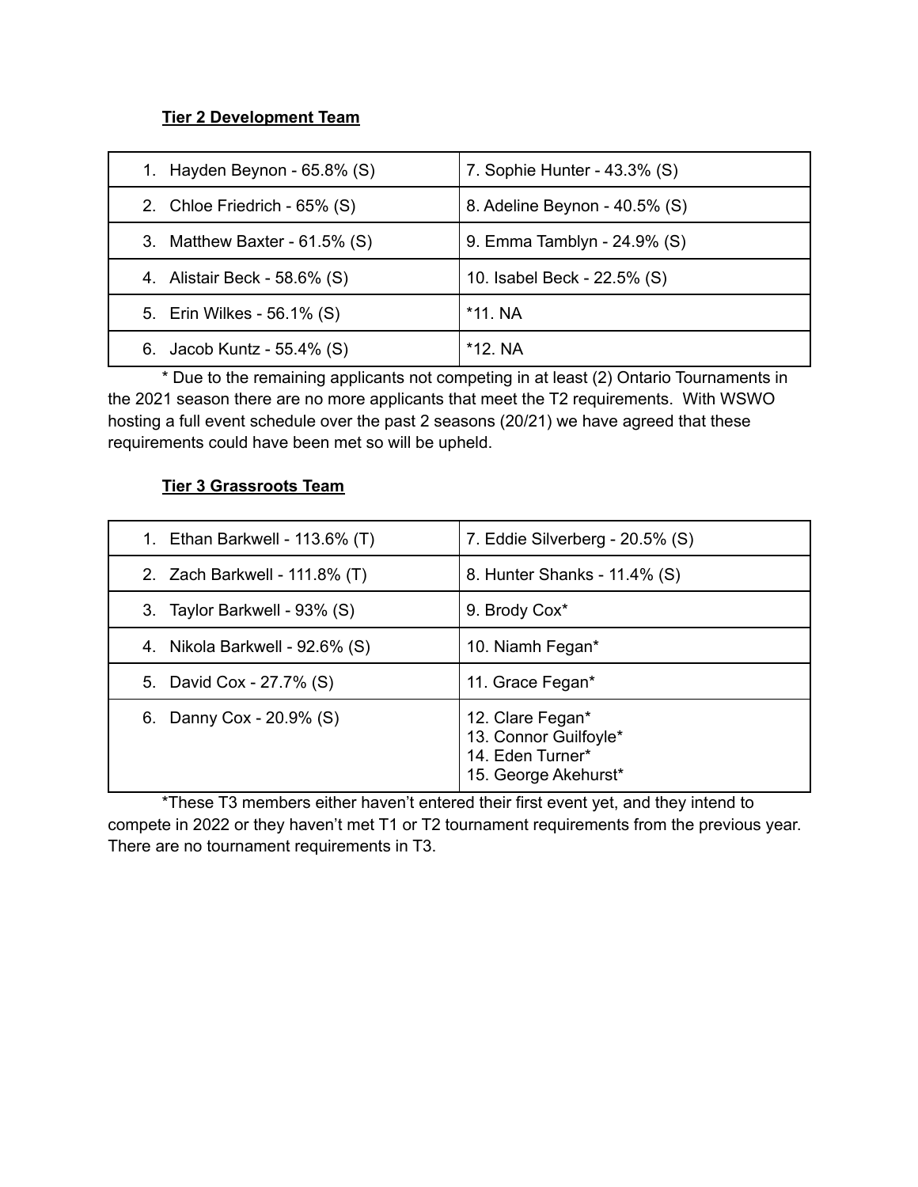**Tier 2 Development Team**

| | |
|---|---|
| 1. Hayden Beynon - 65.8% (S) | 7. Sophie Hunter - 43.3% (S) |
| 2. Chloe Friedrich - 65% (S) | 8. Adeline Beynon - 40.5% (S) |
| 3. Matthew Baxter - 61.5% (S) | 9. Emma Tamblyn - 24.9% (S) |
| 4. Alistair Beck - 58.6% (S) | 10. Isabel Beck - 22.5% (S) |
| 5. Erin Wilkes - 56.1% (S) | *11. NA |
| 6. Jacob Kuntz - 55.4% (S) | *12. NA |

* Due to the remaining applicants not competing in at least (2) Ontario Tournaments in the 2021 season there are no more applicants that meet the T2 requirements. With WSWO hosting a full event schedule over the past 2 seasons (20/21) we have agreed that these requirements could have been met so will be upheld.

**Tier 3 Grassroots Team**

| | |
|---|---|
| 1. Ethan Barkwell - 113.6% (T) | 7. Eddie Silverberg - 20.5% (S) |
| 2. Zach Barkwell - 111.8% (T) | 8. Hunter Shanks - 11.4% (S) |
| 3. Taylor Barkwell - 93% (S) | 9. Brody Cox* |
| 4. Nikola Barkwell - 92.6% (S) | 10. Niamh Fegan* |
| 5. David Cox - 27.7% (S) | 11. Grace Fegan* |
| 6. Danny Cox - 20.9% (S) | 12. Clare Fegan*<br>13. Connor Guilfoyle*<br>14. Eden Turner*<br>15. George Akehurst* |

*These T3 members either haven't entered their first event yet, and they intend to compete in 2022 or they haven't met T1 or T2 tournament requirements from the previous year. There are no tournament requirements in T3.